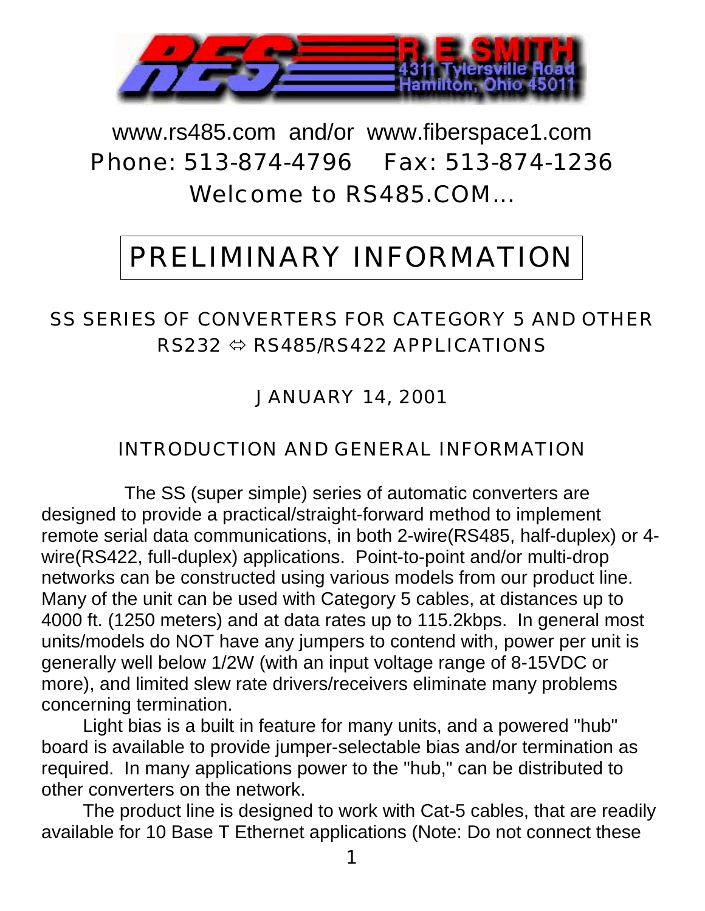R. E. SMITH
4311 Tylersville Road
Hamilton, Ohio 45011

www.rs485.com and/or www.fiberspace1.com
Phone: 513-874-4796 Fax: 513-874-1236
Welcome to RS485.COM...

# PRELIMINARY INFORMATION

## SS SERIES OF CONVERTERS FOR CATEGORY 5 AND OTHER RS232 ⇔ RS485/RS422 APPLICATIONS

JANUARY 14, 2001

## INTRODUCTION AND GENERAL INFORMATION

The SS (super simple) series of automatic converters are designed to provide a practical/straight-forward method to implement remote serial data communications, in both 2-wire(RS485, half-duplex) or 4-wire(RS422, full-duplex) applications. Point-to-point and/or multi-drop networks can be constructed using various models from our product line. Many of the unit can be used with Category 5 cables, at distances up to 4000 ft. (1250 meters) and at data rates up to 115.2kbps. In general most units/models do NOT have any jumpers to contend with, power per unit is generally well below 1/2W (with an input voltage range of 8-15VDC or more), and limited slew rate drivers/receivers eliminate many problems concerning termination.

Light bias is a built in feature for many units, and a powered "hub" board is available to provide jumper-selectable bias and/or termination as required. In many applications power to the "hub," can be distributed to other converters on the network.

The product line is designed to work with Cat-5 cables, that are readily available for 10 Base T Ethernet applications (Note: Do not connect these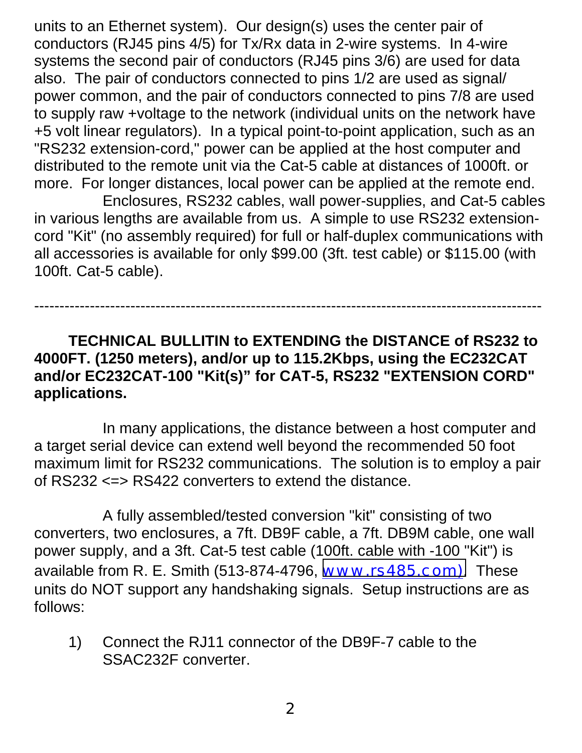units to an Ethernet system). Our design(s) uses the center pair of conductors (RJ45 pins 4/5) for Tx/Rx data in 2-wire systems. In 4-wire systems the second pair of conductors (RJ45 pins 3/6) are used for data also. The pair of conductors connected to pins 1/2 are used as signal/ power common, and the pair of conductors connected to pins 7/8 are used to supply raw +voltage to the network (individual units on the network have +5 volt linear regulators). In a typical point-to-point application, such as an "RS232 extension-cord," power can be applied at the host computer and distributed to the remote unit via the Cat-5 cable at distances of 1000ft. or more. For longer distances, local power can be applied at the remote end.

Enclosures, RS232 cables, wall power-supplies, and Cat-5 cables in various lengths are available from us. A simple to use RS232 extension-cord "Kit" (no assembly required) for full or half-duplex communications with all accessories is available for only $99.00 (3ft. test cable) or $115.00 (with 100ft. Cat-5 cable).

---

**TECHNICAL BULLITIN to EXTENDING the DISTANCE of RS232 to 4000FT. (1250 meters), and/or up to 115.2Kbps, using the EC232CAT and/or EC232CAT-100 "Kit(s)" for CAT-5, RS232 "EXTENSION CORD" applications.**

In many applications, the distance between a host computer and a target serial device can extend well beyond the recommended 50 foot maximum limit for RS232 communications. The solution is to employ a pair of RS232 <=> RS422 converters to extend the distance.

A fully assembled/tested conversion "kit" consisting of two converters, two enclosures, a 7ft. DB9F cable, a 7ft. DB9M cable, one wall power supply, and a 3ft. Cat-5 test cable (100ft. cable with -100 "Kit") is available from R. E. Smith (513-874-4796, www.rs485.com). These units do NOT support any handshaking signals. Setup instructions are as follows:

1) Connect the RJ11 connector of the DB9F-7 cable to the SSAC232F converter.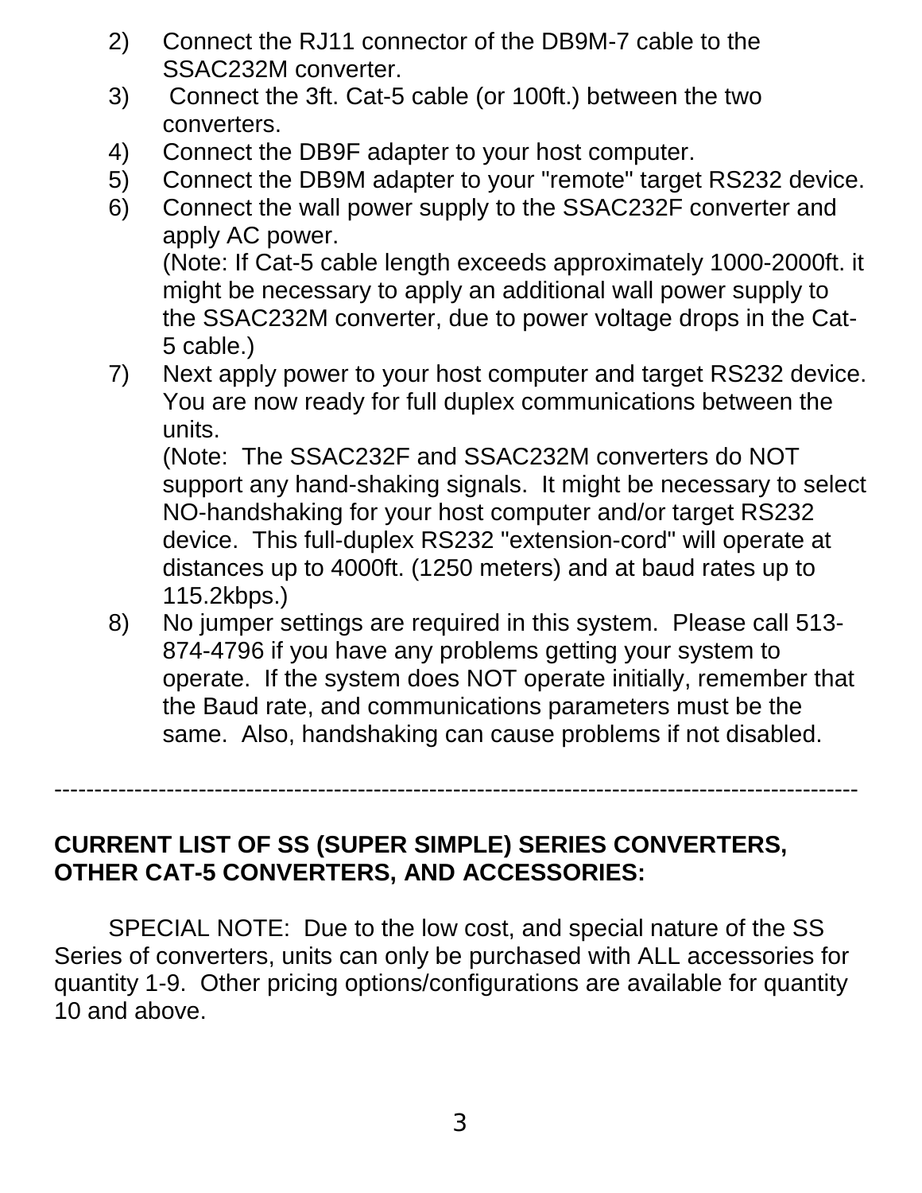2) Connect the RJ11 connector of the DB9M-7 cable to the SSAC232M converter.
3) Connect the 3ft. Cat-5 cable (or 100ft.) between the two converters.
4) Connect the DB9F adapter to your host computer.
5) Connect the DB9M adapter to your "remote" target RS232 device.
6) Connect the wall power supply to the SSAC232F converter and apply AC power.
   (Note: If Cat-5 cable length exceeds approximately 1000-2000ft. it might be necessary to apply an additional wall power supply to the SSAC232M converter, due to power voltage drops in the Cat-5 cable.)
7) Next apply power to your host computer and target RS232 device. You are now ready for full duplex communications between the units.
   (Note: The SSAC232F and SSAC232M converters do NOT support any hand-shaking signals. It might be necessary to select NO-handshaking for your host computer and/or target RS232 device. This full-duplex RS232 "extension-cord" will operate at distances up to 4000ft. (1250 meters) and at baud rates up to 115.2kbps.)
8) No jumper settings are required in this system. Please call 513-874-4796 if you have any problems getting your system to operate. If the system does NOT operate initially, remember that the Baud rate, and communications parameters must be the same. Also, handshaking can cause problems if not disabled.

---

**CURRENT LIST OF SS (SUPER SIMPLE) SERIES CONVERTERS, OTHER CAT-5 CONVERTERS, AND ACCESSORIES:**

SPECIAL NOTE: Due to the low cost, and special nature of the SS Series of converters, units can only be purchased with ALL accessories for quantity 1-9. Other pricing options/configurations are available for quantity 10 and above.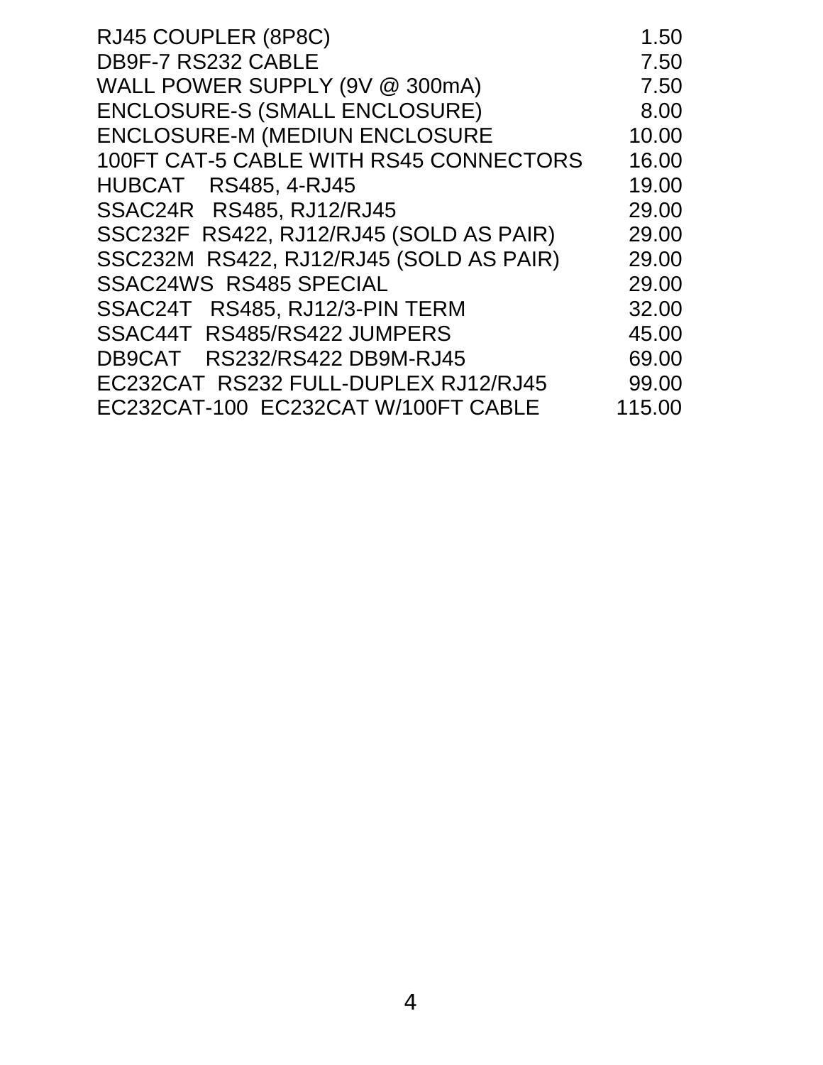| | |
|---|---|
| RJ45 COUPLER (8P8C) | 1.50 |
| DB9F-7 RS232 CABLE | 7.50 |
| WALL POWER SUPPLY (9V @ 300mA) | 7.50 |
| ENCLOSURE-S (SMALL ENCLOSURE) | 8.00 |
| ENCLOSURE-M (MEDIUN ENCLOSURE | 10.00 |
| 100FT CAT-5 CABLE WITH RS45 CONNECTORS | 16.00 |
| HUBCAT RS485, 4-RJ45 | 19.00 |
| SSAC24R RS485, RJ12/RJ45 | 29.00 |
| SSC232F RS422, RJ12/RJ45 (SOLD AS PAIR) | 29.00 |
| SSC232M RS422, RJ12/RJ45 (SOLD AS PAIR) | 29.00 |
| SSAC24WS RS485 SPECIAL | 29.00 |
| SSAC24T RS485, RJ12/3-PIN TERM | 32.00 |
| SSAC44T RS485/RS422 JUMPERS | 45.00 |
| DB9CAT RS232/RS422 DB9M-RJ45 | 69.00 |
| EC232CAT RS232 FULL-DUPLEX RJ12/RJ45 | 99.00 |
| EC232CAT-100 EC232CAT W/100FT CABLE | 115.00 |